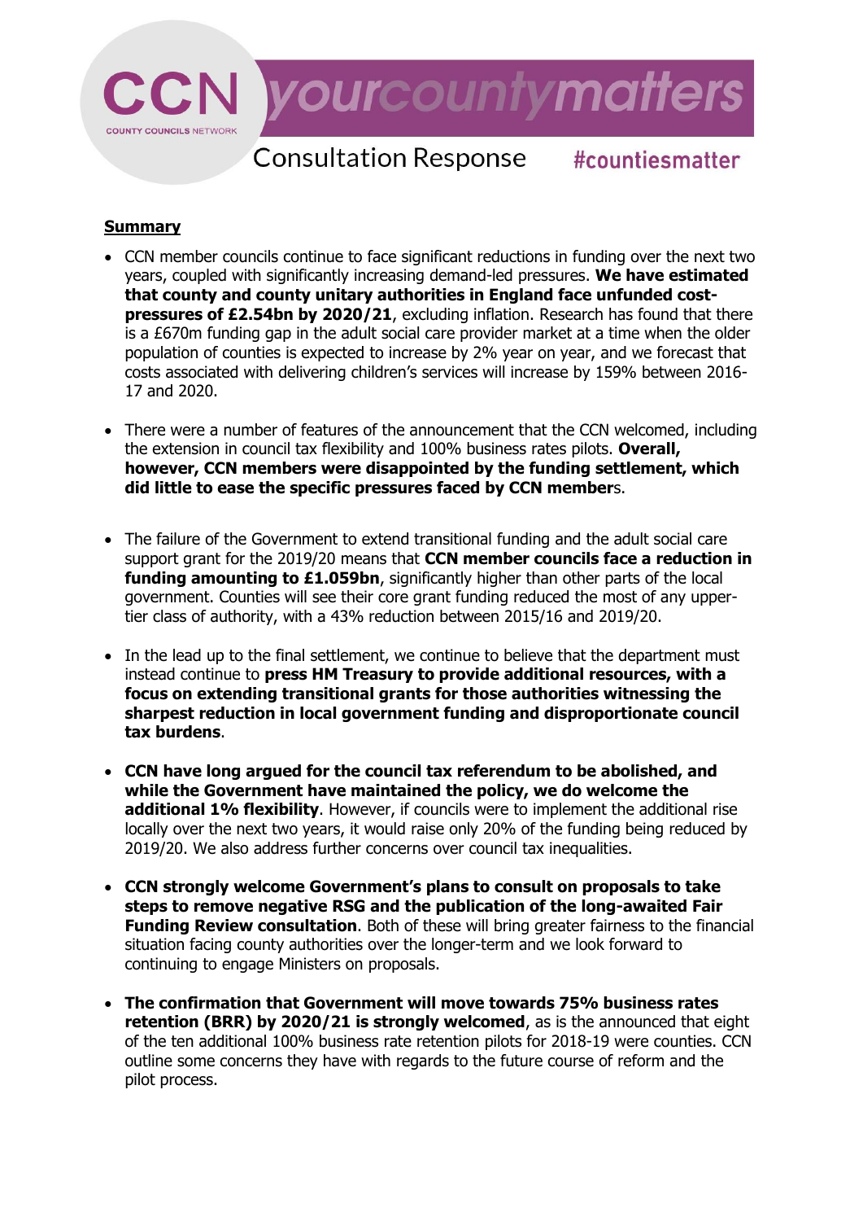CCN yourcountymatters

COUNTY COUNCILS NETWORK

Consultation Response #countiesmatter

**Summary**

- CCN member councils continue to face significant reductions in funding over the next two years, coupled with significantly increasing demand-led pressures. **We have estimated that county and county unitary authorities in England face unfunded cost-pressures of £2.54bn by 2020/21**, excluding inflation. Research has found that there is a £670m funding gap in the adult social care provider market at a time when the older population of counties is expected to increase by 2% year on year, and we forecast that costs associated with delivering children's services will increase by 159% between 2016-17 and 2020.

- There were a number of features of the announcement that the CCN welcomed, including the extension in council tax flexibility and 100% business rates pilots. **Overall, however, CCN members were disappointed by the funding settlement, which did little to ease the specific pressures faced by CCN member**s.

- The failure of the Government to extend transitional funding and the adult social care support grant for the 2019/20 means that **CCN member councils face a reduction in funding amounting to £1.059bn**, significantly higher than other parts of the local government. Counties will see their core grant funding reduced the most of any upper-tier class of authority, with a 43% reduction between 2015/16 and 2019/20.

- In the lead up to the final settlement, we continue to believe that the department must instead continue to **press HM Treasury to provide additional resources, with a focus on extending transitional grants for those authorities witnessing the sharpest reduction in local government funding and disproportionate council tax burdens**.

- **CCN have long argued for the council tax referendum to be abolished, and while the Government have maintained the policy, we do welcome the additional 1% flexibility**. However, if councils were to implement the additional rise locally over the next two years, it would raise only 20% of the funding being reduced by 2019/20. We also address further concerns over council tax inequalities.

- **CCN strongly welcome Government's plans to consult on proposals to take steps to remove negative RSG and the publication of the long-awaited Fair Funding Review consultation**. Both of these will bring greater fairness to the financial situation facing county authorities over the longer-term and we look forward to continuing to engage Ministers on proposals.

- **The confirmation that Government will move towards 75% business rates retention (BRR) by 2020/21 is strongly welcomed**, as is the announced that eight of the ten additional 100% business rate retention pilots for 2018-19 were counties. CCN outline some concerns they have with regards to the future course of reform and the pilot process.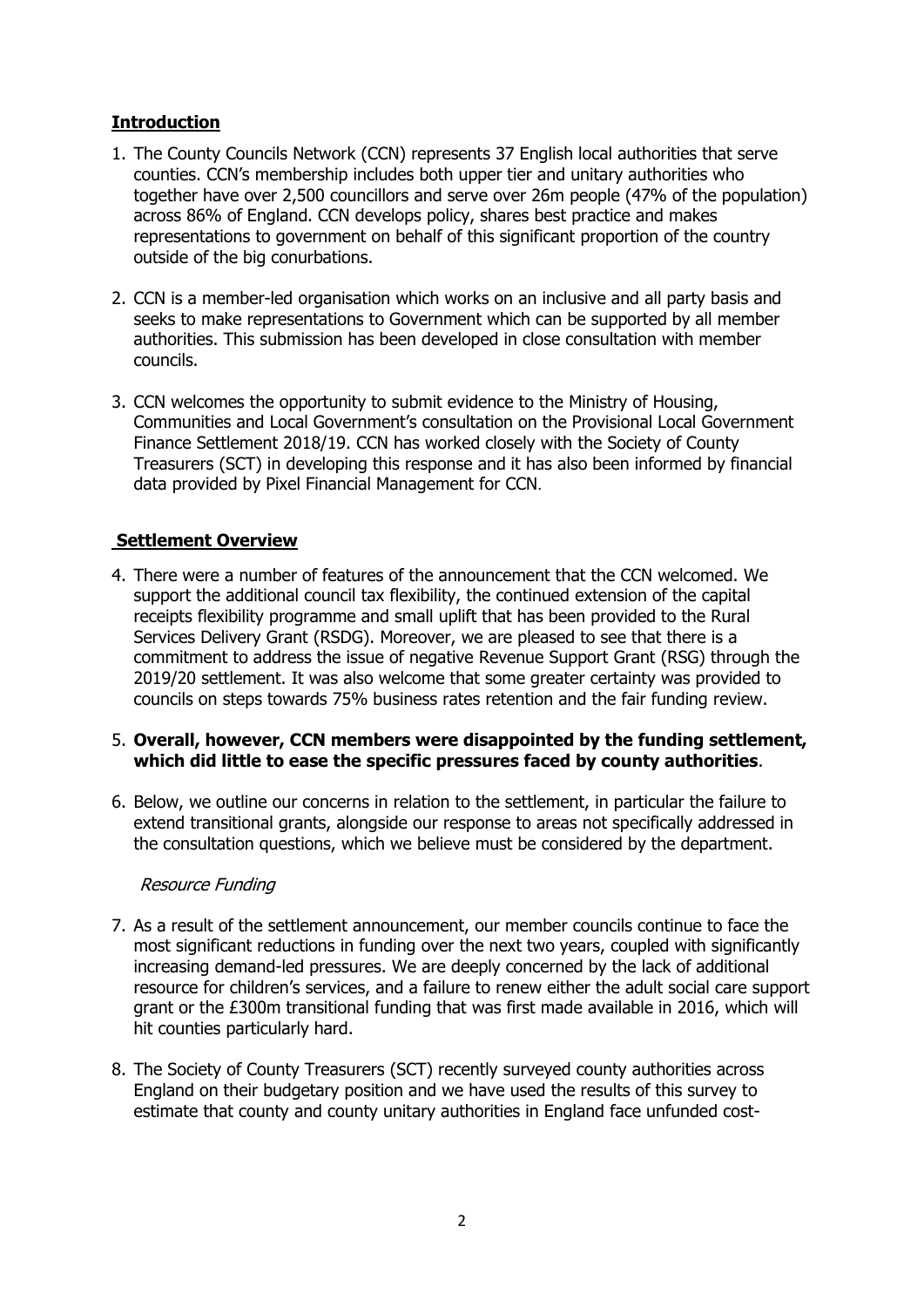## Introduction

1. The County Councils Network (CCN) represents 37 English local authorities that serve counties. CCN's membership includes both upper tier and unitary authorities who together have over 2,500 councillors and serve over 26m people (47% of the population) across 86% of England. CCN develops policy, shares best practice and makes representations to government on behalf of this significant proportion of the country outside of the big conurbations.

2. CCN is a member-led organisation which works on an inclusive and all party basis and seeks to make representations to Government which can be supported by all member authorities. This submission has been developed in close consultation with member councils.

3. CCN welcomes the opportunity to submit evidence to the Ministry of Housing, Communities and Local Government's consultation on the Provisional Local Government Finance Settlement 2018/19. CCN has worked closely with the Society of County Treasurers (SCT) in developing this response and it has also been informed by financial data provided by Pixel Financial Management for CCN.

## Settlement Overview

4. There were a number of features of the announcement that the CCN welcomed. We support the additional council tax flexibility, the continued extension of the capital receipts flexibility programme and small uplift that has been provided to the Rural Services Delivery Grant (RSDG). Moreover, we are pleased to see that there is a commitment to address the issue of negative Revenue Support Grant (RSG) through the 2019/20 settlement. It was also welcome that some greater certainty was provided to councils on steps towards 75% business rates retention and the fair funding review.

5. **Overall, however, CCN members were disappointed by the funding settlement, which did little to ease the specific pressures faced by county authorities**.

6. Below, we outline our concerns in relation to the settlement, in particular the failure to extend transitional grants, alongside our response to areas not specifically addressed in the consultation questions, which we believe must be considered by the department.

### *Resource Funding*

7. As a result of the settlement announcement, our member councils continue to face the most significant reductions in funding over the next two years, coupled with significantly increasing demand-led pressures. We are deeply concerned by the lack of additional resource for children's services, and a failure to renew either the adult social care support grant or the £300m transitional funding that was first made available in 2016, which will hit counties particularly hard.

8. The Society of County Treasurers (SCT) recently surveyed county authorities across England on their budgetary position and we have used the results of this survey to estimate that county and county unitary authorities in England face unfunded cost-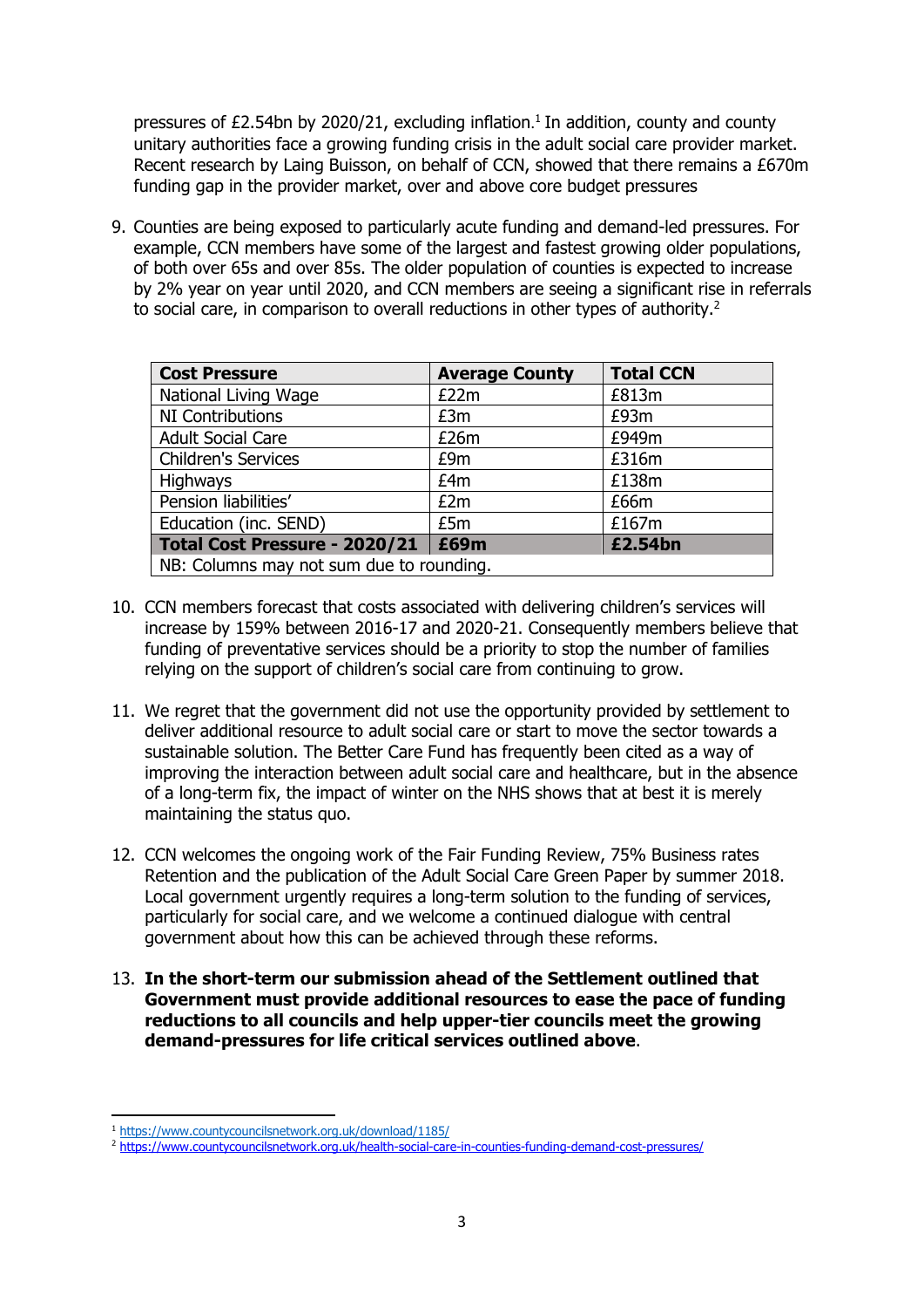pressures of £2.54bn by 2020/21, excluding inflation.[1] In addition, county and county unitary authorities face a growing funding crisis in the adult social care provider market. Recent research by Laing Buisson, on behalf of CCN, showed that there remains a £670m funding gap in the provider market, over and above core budget pressures

9. Counties are being exposed to particularly acute funding and demand-led pressures. For example, CCN members have some of the largest and fastest growing older populations, of both over 65s and over 85s. The older population of counties is expected to increase by 2% year on year until 2020, and CCN members are seeing a significant rise in referrals to social care, in comparison to overall reductions in other types of authority.[2]

| Cost Pressure | Average County | Total CCN |
|---|---|---|
| National Living Wage | £22m | £813m |
| NI Contributions | £3m | £93m |
| Adult Social Care | £26m | £949m |
| Children's Services | £9m | £316m |
| Highways | £4m | £138m |
| Pension liabilities' | £2m | £66m |
| Education (inc. SEND) | £5m | £167m |
| **Total Cost Pressure - 2020/21** | **£69m** | **£2.54bn** |
| NB: Columns may not sum due to rounding. | | |

10. CCN members forecast that costs associated with delivering children's services will increase by 159% between 2016-17 and 2020-21. Consequently members believe that funding of preventative services should be a priority to stop the number of families relying on the support of children's social care from continuing to grow.

11. We regret that the government did not use the opportunity provided by settlement to deliver additional resource to adult social care or start to move the sector towards a sustainable solution. The Better Care Fund has frequently been cited as a way of improving the interaction between adult social care and healthcare, but in the absence of a long-term fix, the impact of winter on the NHS shows that at best it is merely maintaining the status quo.

12. CCN welcomes the ongoing work of the Fair Funding Review, 75% Business rates Retention and the publication of the Adult Social Care Green Paper by summer 2018. Local government urgently requires a long-term solution to the funding of services, particularly for social care, and we welcome a continued dialogue with central government about how this can be achieved through these reforms.

13. **In the short-term our submission ahead of the Settlement outlined that Government must provide additional resources to ease the pace of funding reductions to all councils and help upper-tier councils meet the growing demand-pressures for life critical services outlined above**.

[1] https://www.countycouncilsnetwork.org.uk/download/1185/

[2] https://www.countycouncilsnetwork.org.uk/health-social-care-in-counties-funding-demand-cost-pressures/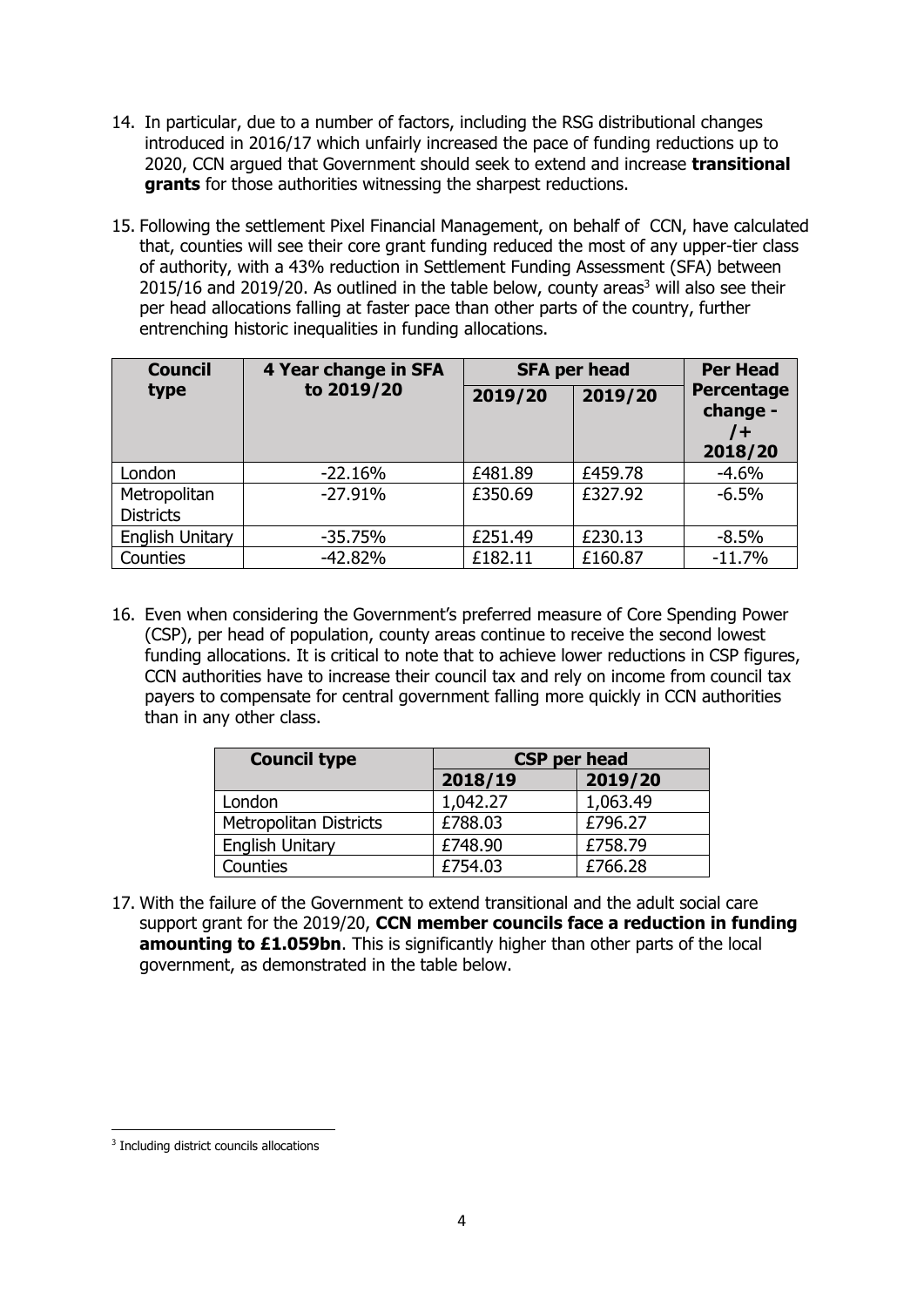14. In particular, due to a number of factors, including the RSG distributional changes introduced in 2016/17 which unfairly increased the pace of funding reductions up to 2020, CCN argued that Government should seek to extend and increase **transitional grants** for those authorities witnessing the sharpest reductions.

15. Following the settlement Pixel Financial Management, on behalf of CCN, have calculated that, counties will see their core grant funding reduced the most of any upper-tier class of authority, with a 43% reduction in Settlement Funding Assessment (SFA) between 2015/16 and 2019/20. As outlined in the table below, county areas[3] will also see their per head allocations falling at faster pace than other parts of the country, further entrenching historic inequalities in funding allocations.

| Council type | 4 Year change in SFA to 2019/20 | SFA per head | | Per Head Percentage change - /+ 2018/20 |
|---|---|---|---|---|
| | | 2019/20 | 2019/20 | |
| London | -22.16% | £481.89 | £459.78 | -4.6% |
| Metropolitan Districts | -27.91% | £350.69 | £327.92 | -6.5% |
| English Unitary | -35.75% | £251.49 | £230.13 | -8.5% |
| Counties | -42.82% | £182.11 | £160.87 | -11.7% |

16. Even when considering the Government's preferred measure of Core Spending Power (CSP), per head of population, county areas continue to receive the second lowest funding allocations. It is critical to note that to achieve lower reductions in CSP figures, CCN authorities have to increase their council tax and rely on income from council tax payers to compensate for central government falling more quickly in CCN authorities than in any other class.

| Council type | CSP per head | |
|---|---|---|
| | 2018/19 | 2019/20 |
| London | 1,042.27 | 1,063.49 |
| Metropolitan Districts | £788.03 | £796.27 |
| English Unitary | £748.90 | £758.79 |
| Counties | £754.03 | £766.28 |

17. With the failure of the Government to extend transitional and the adult social care support grant for the 2019/20, **CCN member councils face a reduction in funding amounting to £1.059bn**. This is significantly higher than other parts of the local government, as demonstrated in the table below.

[3] Including district councils allocations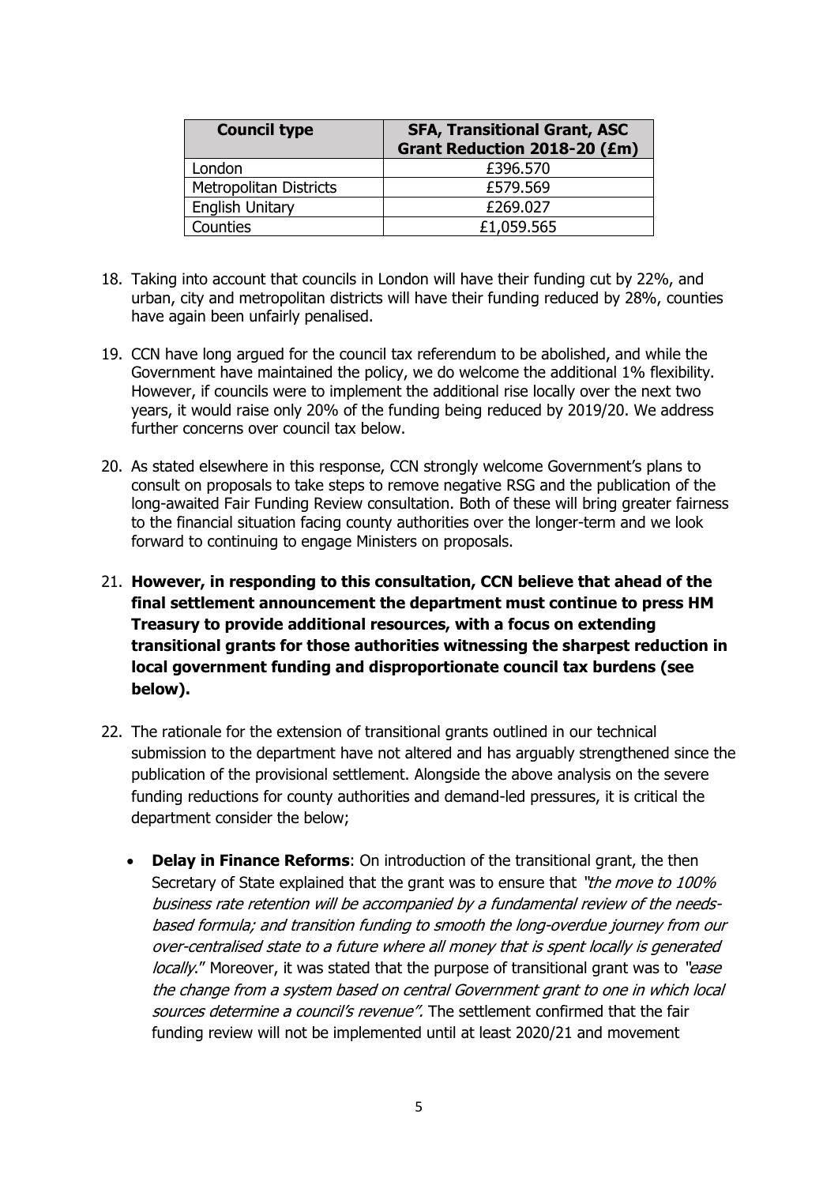| Council type | SFA, Transitional Grant, ASC Grant Reduction 2018-20 (£m) |
| --- | --- |
| London | £396.570 |
| Metropolitan Districts | £579.569 |
| English Unitary | £269.027 |
| Counties | £1,059.565 |

18. Taking into account that councils in London will have their funding cut by 22%, and urban, city and metropolitan districts will have their funding reduced by 28%, counties have again been unfairly penalised.

19. CCN have long argued for the council tax referendum to be abolished, and while the Government have maintained the policy, we do welcome the additional 1% flexibility. However, if councils were to implement the additional rise locally over the next two years, it would raise only 20% of the funding being reduced by 2019/20. We address further concerns over council tax below.

20. As stated elsewhere in this response, CCN strongly welcome Government's plans to consult on proposals to take steps to remove negative RSG and the publication of the long-awaited Fair Funding Review consultation. Both of these will bring greater fairness to the financial situation facing county authorities over the longer-term and we look forward to continuing to engage Ministers on proposals.

21. **However, in responding to this consultation, CCN believe that ahead of the final settlement announcement the department must continue to press HM Treasury to provide additional resources, with a focus on extending transitional grants for those authorities witnessing the sharpest reduction in local government funding and disproportionate council tax burdens (see below).**

22. The rationale for the extension of transitional grants outlined in our technical submission to the department have not altered and has arguably strengthened since the publication of the provisional settlement. Alongside the above analysis on the severe funding reductions for county authorities and demand-led pressures, it is critical the department consider the below;

    - **Delay in Finance Reforms**: On introduction of the transitional grant, the then Secretary of State explained that the grant was to ensure that *"the move to 100% business rate retention will be accompanied by a fundamental review of the needs-based formula; and transition funding to smooth the long-overdue journey from our over-centralised state to a future where all money that is spent locally is generated locally*." Moreover, it was stated that the purpose of transitional grant was to *"ease the change from a system based on central Government grant to one in which local sources determine a council's revenue".* The settlement confirmed that the fair funding review will not be implemented until at least 2020/21 and movement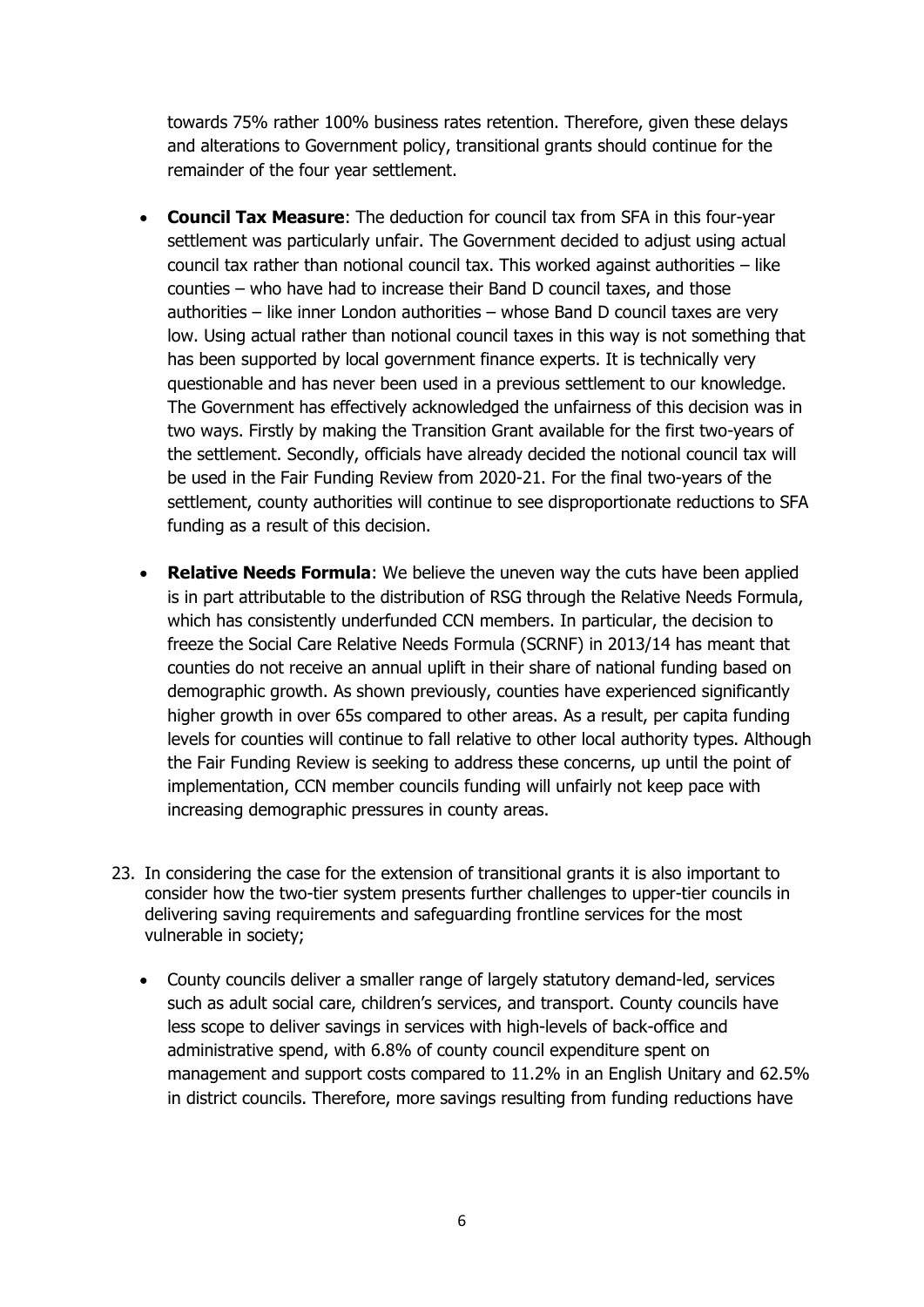towards 75% rather 100% business rates retention. Therefore, given these delays and alterations to Government policy, transitional grants should continue for the remainder of the four year settlement.

- **Council Tax Measure**: The deduction for council tax from SFA in this four-year settlement was particularly unfair. The Government decided to adjust using actual council tax rather than notional council tax. This worked against authorities – like counties – who have had to increase their Band D council taxes, and those authorities – like inner London authorities – whose Band D council taxes are very low. Using actual rather than notional council taxes in this way is not something that has been supported by local government finance experts. It is technically very questionable and has never been used in a previous settlement to our knowledge. The Government has effectively acknowledged the unfairness of this decision was in two ways. Firstly by making the Transition Grant available for the first two-years of the settlement. Secondly, officials have already decided the notional council tax will be used in the Fair Funding Review from 2020-21. For the final two-years of the settlement, county authorities will continue to see disproportionate reductions to SFA funding as a result of this decision.

- **Relative Needs Formula**: We believe the uneven way the cuts have been applied is in part attributable to the distribution of RSG through the Relative Needs Formula, which has consistently underfunded CCN members. In particular, the decision to freeze the Social Care Relative Needs Formula (SCRNF) in 2013/14 has meant that counties do not receive an annual uplift in their share of national funding based on demographic growth. As shown previously, counties have experienced significantly higher growth in over 65s compared to other areas. As a result, per capita funding levels for counties will continue to fall relative to other local authority types. Although the Fair Funding Review is seeking to address these concerns, up until the point of implementation, CCN member councils funding will unfairly not keep pace with increasing demographic pressures in county areas.

23. In considering the case for the extension of transitional grants it is also important to consider how the two-tier system presents further challenges to upper-tier councils in delivering saving requirements and safeguarding frontline services for the most vulnerable in society;

    - County councils deliver a smaller range of largely statutory demand-led, services such as adult social care, children's services, and transport. County councils have less scope to deliver savings in services with high-levels of back-office and administrative spend, with 6.8% of county council expenditure spent on management and support costs compared to 11.2% in an English Unitary and 62.5% in district councils. Therefore, more savings resulting from funding reductions have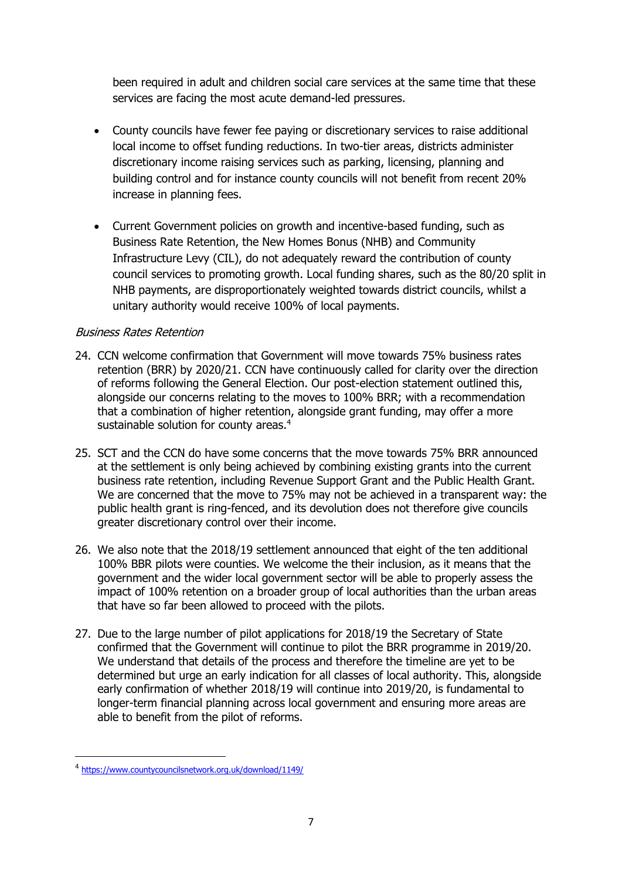been required in adult and children social care services at the same time that these services are facing the most acute demand-led pressures.

- County councils have fewer fee paying or discretionary services to raise additional local income to offset funding reductions. In two-tier areas, districts administer discretionary income raising services such as parking, licensing, planning and building control and for instance county councils will not benefit from recent 20% increase in planning fees.

- Current Government policies on growth and incentive-based funding, such as Business Rate Retention, the New Homes Bonus (NHB) and Community Infrastructure Levy (CIL), do not adequately reward the contribution of county council services to promoting growth. Local funding shares, such as the 80/20 split in NHB payments, are disproportionately weighted towards district councils, whilst a unitary authority would receive 100% of local payments.

*Business Rates Retention*

24. CCN welcome confirmation that Government will move towards 75% business rates retention (BRR) by 2020/21. CCN have continuously called for clarity over the direction of reforms following the General Election. Our post-election statement outlined this, alongside our concerns relating to the moves to 100% BRR; with a recommendation that a combination of higher retention, alongside grant funding, may offer a more sustainable solution for county areas.[4]

25. SCT and the CCN do have some concerns that the move towards 75% BRR announced at the settlement is only being achieved by combining existing grants into the current business rate retention, including Revenue Support Grant and the Public Health Grant. We are concerned that the move to 75% may not be achieved in a transparent way: the public health grant is ring-fenced, and its devolution does not therefore give councils greater discretionary control over their income.

26. We also note that the 2018/19 settlement announced that eight of the ten additional 100% BBR pilots were counties. We welcome the their inclusion, as it means that the government and the wider local government sector will be able to properly assess the impact of 100% retention on a broader group of local authorities than the urban areas that have so far been allowed to proceed with the pilots.

27. Due to the large number of pilot applications for 2018/19 the Secretary of State confirmed that the Government will continue to pilot the BRR programme in 2019/20. We understand that details of the process and therefore the timeline are yet to be determined but urge an early indication for all classes of local authority. This, alongside early confirmation of whether 2018/19 will continue into 2019/20, is fundamental to longer-term financial planning across local government and ensuring more areas are able to benefit from the pilot of reforms.

---

[4] https://www.countycouncilsnetwork.org.uk/download/1149/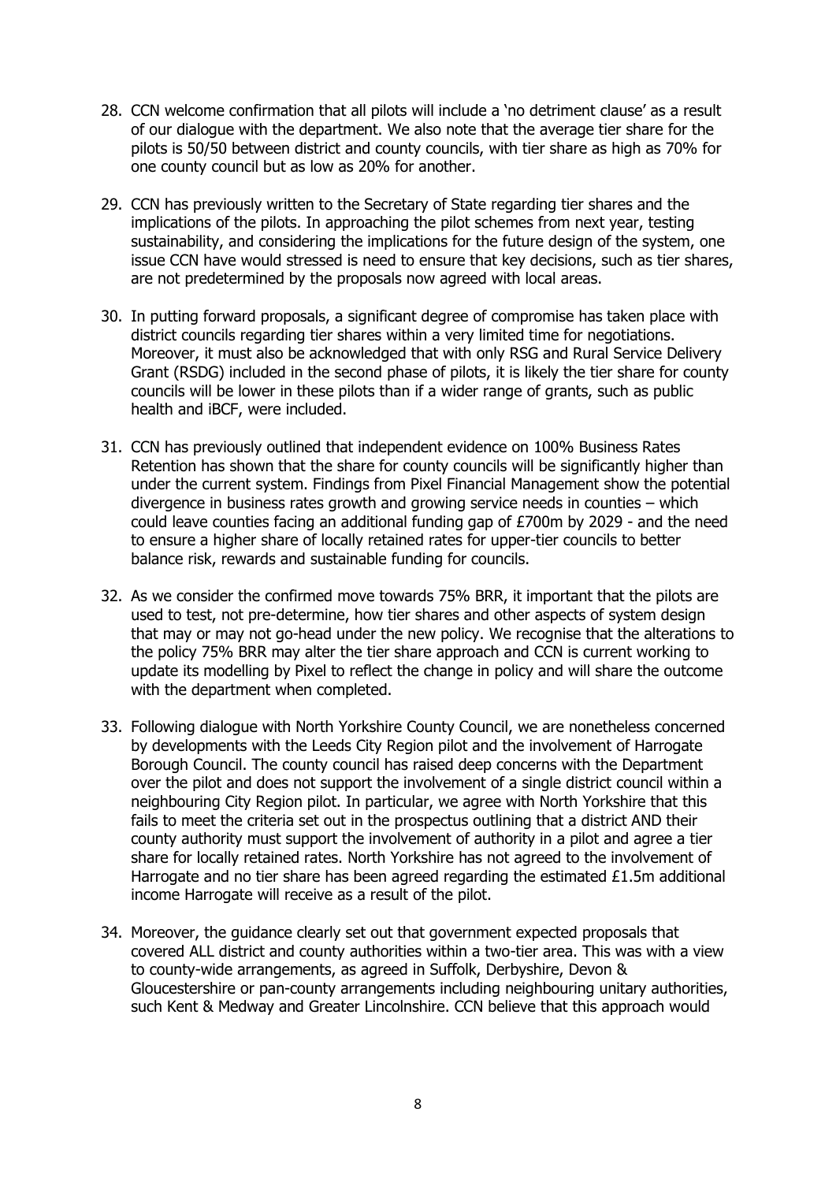28. CCN welcome confirmation that all pilots will include a 'no detriment clause' as a result of our dialogue with the department. We also note that the average tier share for the pilots is 50/50 between district and county councils, with tier share as high as 70% for one county council but as low as 20% for another.

29. CCN has previously written to the Secretary of State regarding tier shares and the implications of the pilots. In approaching the pilot schemes from next year, testing sustainability, and considering the implications for the future design of the system, one issue CCN have would stressed is need to ensure that key decisions, such as tier shares, are not predetermined by the proposals now agreed with local areas.

30. In putting forward proposals, a significant degree of compromise has taken place with district councils regarding tier shares within a very limited time for negotiations. Moreover, it must also be acknowledged that with only RSG and Rural Service Delivery Grant (RSDG) included in the second phase of pilots, it is likely the tier share for county councils will be lower in these pilots than if a wider range of grants, such as public health and iBCF, were included.

31. CCN has previously outlined that independent evidence on 100% Business Rates Retention has shown that the share for county councils will be significantly higher than under the current system. Findings from Pixel Financial Management show the potential divergence in business rates growth and growing service needs in counties – which could leave counties facing an additional funding gap of £700m by 2029 - and the need to ensure a higher share of locally retained rates for upper-tier councils to better balance risk, rewards and sustainable funding for councils.

32. As we consider the confirmed move towards 75% BRR, it important that the pilots are used to test, not pre-determine, how tier shares and other aspects of system design that may or may not go-head under the new policy. We recognise that the alterations to the policy 75% BRR may alter the tier share approach and CCN is current working to update its modelling by Pixel to reflect the change in policy and will share the outcome with the department when completed.

33. Following dialogue with North Yorkshire County Council, we are nonetheless concerned by developments with the Leeds City Region pilot and the involvement of Harrogate Borough Council. The county council has raised deep concerns with the Department over the pilot and does not support the involvement of a single district council within a neighbouring City Region pilot. In particular, we agree with North Yorkshire that this fails to meet the criteria set out in the prospectus outlining that a district AND their county authority must support the involvement of authority in a pilot and agree a tier share for locally retained rates. North Yorkshire has not agreed to the involvement of Harrogate and no tier share has been agreed regarding the estimated £1.5m additional income Harrogate will receive as a result of the pilot.

34. Moreover, the guidance clearly set out that government expected proposals that covered ALL district and county authorities within a two-tier area. This was with a view to county-wide arrangements, as agreed in Suffolk, Derbyshire, Devon & Gloucestershire or pan-county arrangements including neighbouring unitary authorities, such Kent & Medway and Greater Lincolnshire. CCN believe that this approach would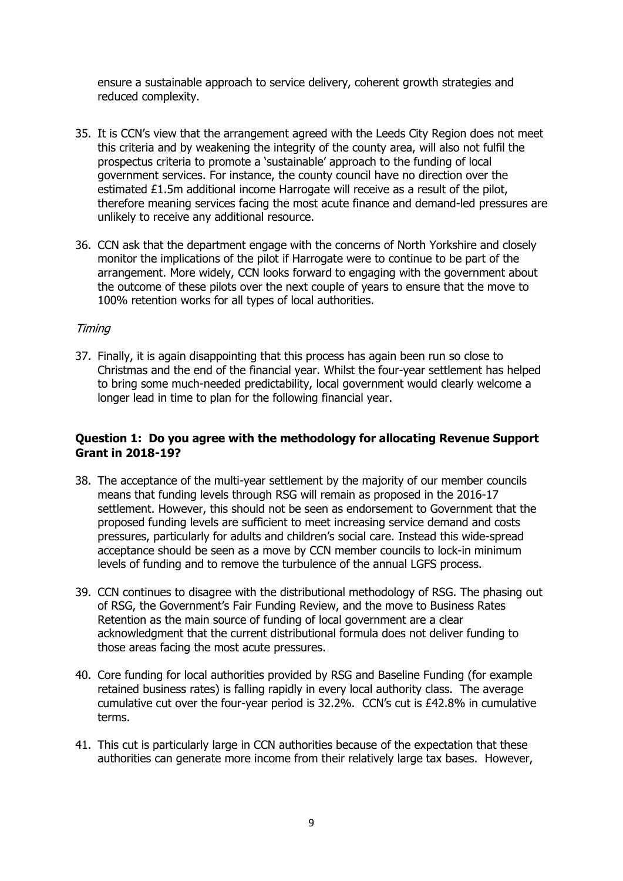ensure a sustainable approach to service delivery, coherent growth strategies and reduced complexity.

35. It is CCN's view that the arrangement agreed with the Leeds City Region does not meet this criteria and by weakening the integrity of the county area, will also not fulfil the prospectus criteria to promote a 'sustainable' approach to the funding of local government services. For instance, the county council have no direction over the estimated £1.5m additional income Harrogate will receive as a result of the pilot, therefore meaning services facing the most acute finance and demand-led pressures are unlikely to receive any additional resource.

36. CCN ask that the department engage with the concerns of North Yorkshire and closely monitor the implications of the pilot if Harrogate were to continue to be part of the arrangement. More widely, CCN looks forward to engaging with the government about the outcome of these pilots over the next couple of years to ensure that the move to 100% retention works for all types of local authorities.

*Timing*

37. Finally, it is again disappointing that this process has again been run so close to Christmas and the end of the financial year. Whilst the four-year settlement has helped to bring some much-needed predictability, local government would clearly welcome a longer lead in time to plan for the following financial year.

**Question 1: Do you agree with the methodology for allocating Revenue Support Grant in 2018-19?**

38. The acceptance of the multi-year settlement by the majority of our member councils means that funding levels through RSG will remain as proposed in the 2016-17 settlement. However, this should not be seen as endorsement to Government that the proposed funding levels are sufficient to meet increasing service demand and costs pressures, particularly for adults and children's social care. Instead this wide-spread acceptance should be seen as a move by CCN member councils to lock-in minimum levels of funding and to remove the turbulence of the annual LGFS process.

39. CCN continues to disagree with the distributional methodology of RSG. The phasing out of RSG, the Government's Fair Funding Review, and the move to Business Rates Retention as the main source of funding of local government are a clear acknowledgment that the current distributional formula does not deliver funding to those areas facing the most acute pressures.

40. Core funding for local authorities provided by RSG and Baseline Funding (for example retained business rates) is falling rapidly in every local authority class. The average cumulative cut over the four-year period is 32.2%. CCN's cut is £42.8% in cumulative terms.

41. This cut is particularly large in CCN authorities because of the expectation that these authorities can generate more income from their relatively large tax bases. However,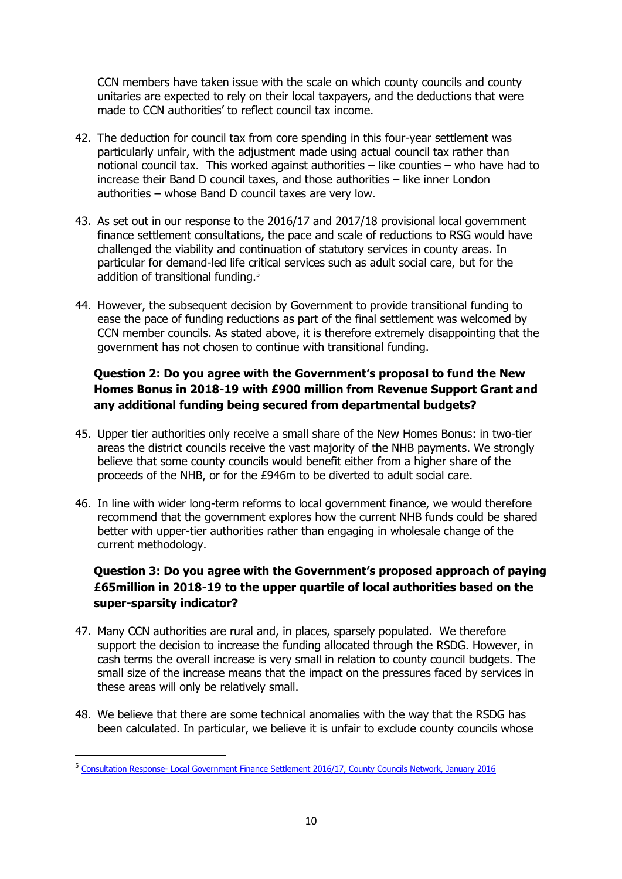CCN members have taken issue with the scale on which county councils and county unitaries are expected to rely on their local taxpayers, and the deductions that were made to CCN authorities' to reflect council tax income.

42. The deduction for council tax from core spending in this four-year settlement was particularly unfair, with the adjustment made using actual council tax rather than notional council tax. This worked against authorities – like counties – who have had to increase their Band D council taxes, and those authorities – like inner London authorities – whose Band D council taxes are very low.

43. As set out in our response to the 2016/17 and 2017/18 provisional local government finance settlement consultations, the pace and scale of reductions to RSG would have challenged the viability and continuation of statutory services in county areas. In particular for demand-led life critical services such as adult social care, but for the addition of transitional funding.[5]

44. However, the subsequent decision by Government to provide transitional funding to ease the pace of funding reductions as part of the final settlement was welcomed by CCN member councils. As stated above, it is therefore extremely disappointing that the government has not chosen to continue with transitional funding.

**Question 2: Do you agree with the Government's proposal to fund the New Homes Bonus in 2018-19 with £900 million from Revenue Support Grant and any additional funding being secured from departmental budgets?**

45. Upper tier authorities only receive a small share of the New Homes Bonus: in two-tier areas the district councils receive the vast majority of the NHB payments. We strongly believe that some county councils would benefit either from a higher share of the proceeds of the NHB, or for the £946m to be diverted to adult social care.

46. In line with wider long-term reforms to local government finance, we would therefore recommend that the government explores how the current NHB funds could be shared better with upper-tier authorities rather than engaging in wholesale change of the current methodology.

**Question 3: Do you agree with the Government's proposed approach of paying £65million in 2018-19 to the upper quartile of local authorities based on the super-sparsity indicator?**

47. Many CCN authorities are rural and, in places, sparsely populated. We therefore support the decision to increase the funding allocated through the RSDG. However, in cash terms the overall increase is very small in relation to county council budgets. The small size of the increase means that the impact on the pressures faced by services in these areas will only be relatively small.

48. We believe that there are some technical anomalies with the way that the RSDG has been calculated. In particular, we believe it is unfair to exclude county councils whose

---

[5] Consultation Response- Local Government Finance Settlement 2016/17, County Councils Network, January 2016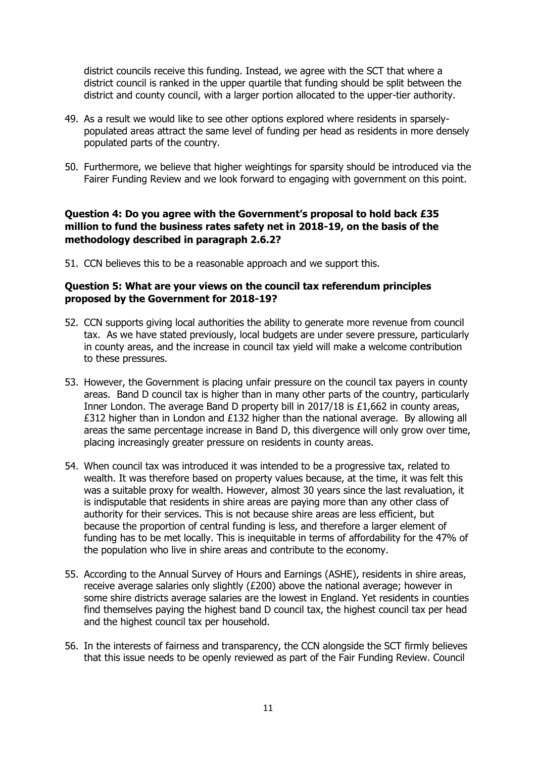district councils receive this funding. Instead, we agree with the SCT that where a district council is ranked in the upper quartile that funding should be split between the district and county council, with a larger portion allocated to the upper-tier authority.

49. As a result we would like to see other options explored where residents in sparsely-populated areas attract the same level of funding per head as residents in more densely populated parts of the country.

50. Furthermore, we believe that higher weightings for sparsity should be introduced via the Fairer Funding Review and we look forward to engaging with government on this point.

**Question 4: Do you agree with the Government's proposal to hold back £35 million to fund the business rates safety net in 2018-19, on the basis of the methodology described in paragraph 2.6.2?**

51. CCN believes this to be a reasonable approach and we support this.

**Question 5: What are your views on the council tax referendum principles proposed by the Government for 2018-19?**

52. CCN supports giving local authorities the ability to generate more revenue from council tax. As we have stated previously, local budgets are under severe pressure, particularly in county areas, and the increase in council tax yield will make a welcome contribution to these pressures.

53. However, the Government is placing unfair pressure on the council tax payers in county areas. Band D council tax is higher than in many other parts of the country, particularly Inner London. The average Band D property bill in 2017/18 is £1,662 in county areas, £312 higher than in London and £132 higher than the national average. By allowing all areas the same percentage increase in Band D, this divergence will only grow over time, placing increasingly greater pressure on residents in county areas.

54. When council tax was introduced it was intended to be a progressive tax, related to wealth. It was therefore based on property values because, at the time, it was felt this was a suitable proxy for wealth. However, almost 30 years since the last revaluation, it is indisputable that residents in shire areas are paying more than any other class of authority for their services. This is not because shire areas are less efficient, but because the proportion of central funding is less, and therefore a larger element of funding has to be met locally. This is inequitable in terms of affordability for the 47% of the population who live in shire areas and contribute to the economy.

55. According to the Annual Survey of Hours and Earnings (ASHE), residents in shire areas, receive average salaries only slightly (£200) above the national average; however in some shire districts average salaries are the lowest in England. Yet residents in counties find themselves paying the highest band D council tax, the highest council tax per head and the highest council tax per household.

56. In the interests of fairness and transparency, the CCN alongside the SCT firmly believes that this issue needs to be openly reviewed as part of the Fair Funding Review. Council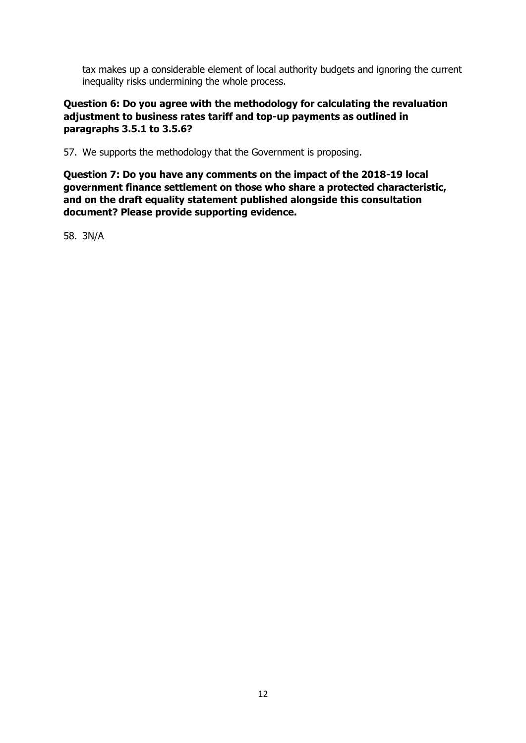tax makes up a considerable element of local authority budgets and ignoring the current inequality risks undermining the whole process.

**Question 6: Do you agree with the methodology for calculating the revaluation adjustment to business rates tariff and top-up payments as outlined in paragraphs 3.5.1 to 3.5.6?**

57. We supports the methodology that the Government is proposing.

**Question 7: Do you have any comments on the impact of the 2018-19 local government finance settlement on those who share a protected characteristic, and on the draft equality statement published alongside this consultation document? Please provide supporting evidence.**

58. 3N/A